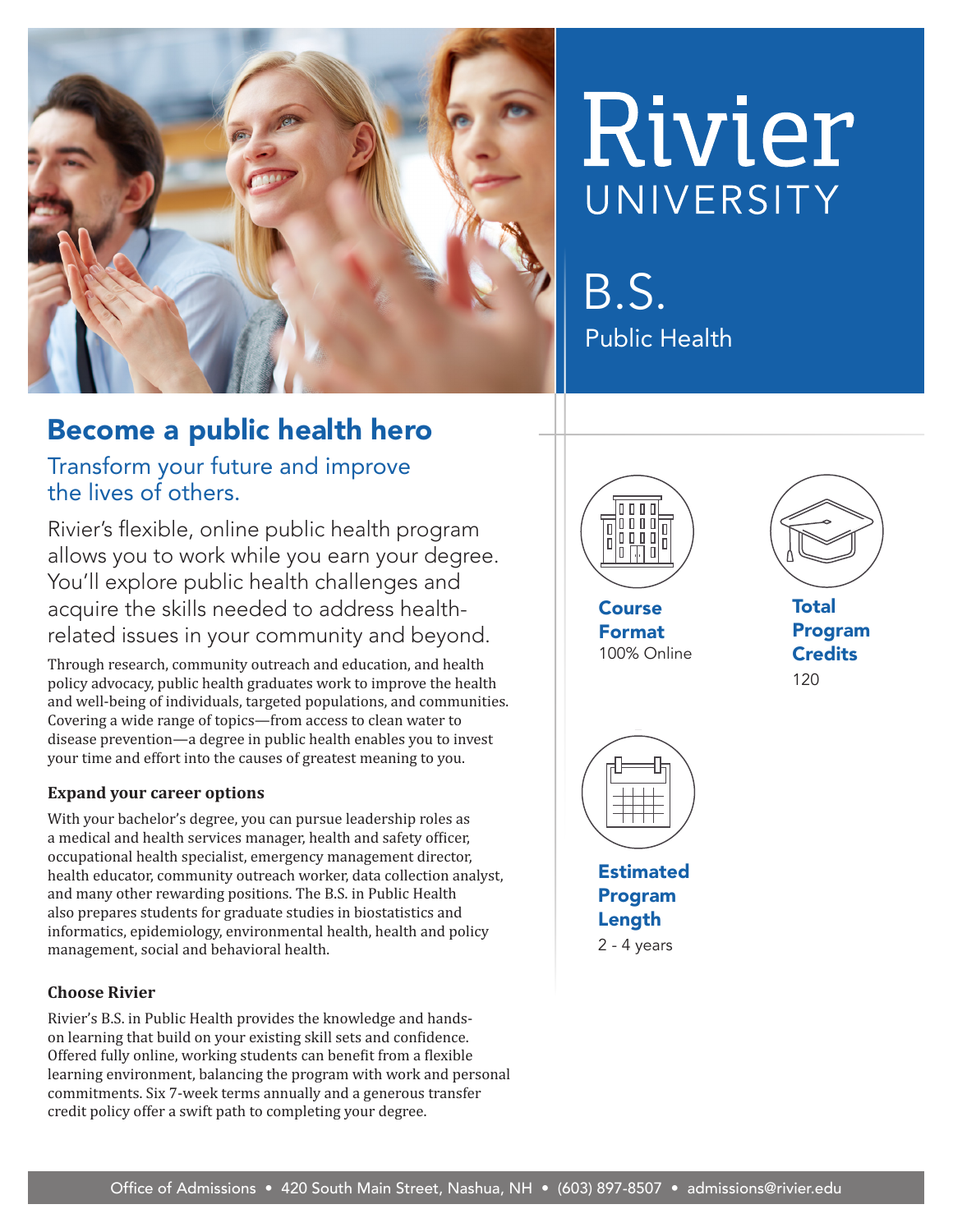# Rivier UNIVERSITY

## B.S. Public Health

## Become a public health hero

### Transform your future and improve the lives of others.

Rivier's flexible, online public health program allows you to work while you earn your degree. You'll explore public health challenges and acquire the skills needed to address health-related issues in your community and beyond.

Through research, community outreach and education, and health policy advocacy, public health graduates work to improve the health and well-being of individuals, targeted populations, and communities. Covering a wide range of topics—from access to clean water to disease prevention—a degree in public health enables you to invest your time and effort into the causes of greatest meaning to you.

**Expand your career options**

With your bachelor's degree, you can pursue leadership roles as a medical and health services manager, health and safety officer, occupational health specialist, emergency management director, health educator, community outreach worker, data collection analyst, and many other rewarding positions. The B.S. in Public Health also prepares students for graduate studies in biostatistics and informatics, epidemiology, environmental health, health and policy management, social and behavioral health.

**Choose Rivier**

Rivier's B.S. in Public Health provides the knowledge and hands-on learning that build on your existing skill sets and confidence. Offered fully online, working students can benefit from a flexible learning environment, balancing the program with work and personal commitments. Six 7-week terms annually and a generous transfer credit policy offer a swift path to completing your degree.

**Course Format**
100% Online

**Total Program Credits**
120

**Estimated Program Length**
2 - 4 years

Office of Admissions • 420 South Main Street, Nashua, NH • (603) 897-8507 • admissions@rivier.edu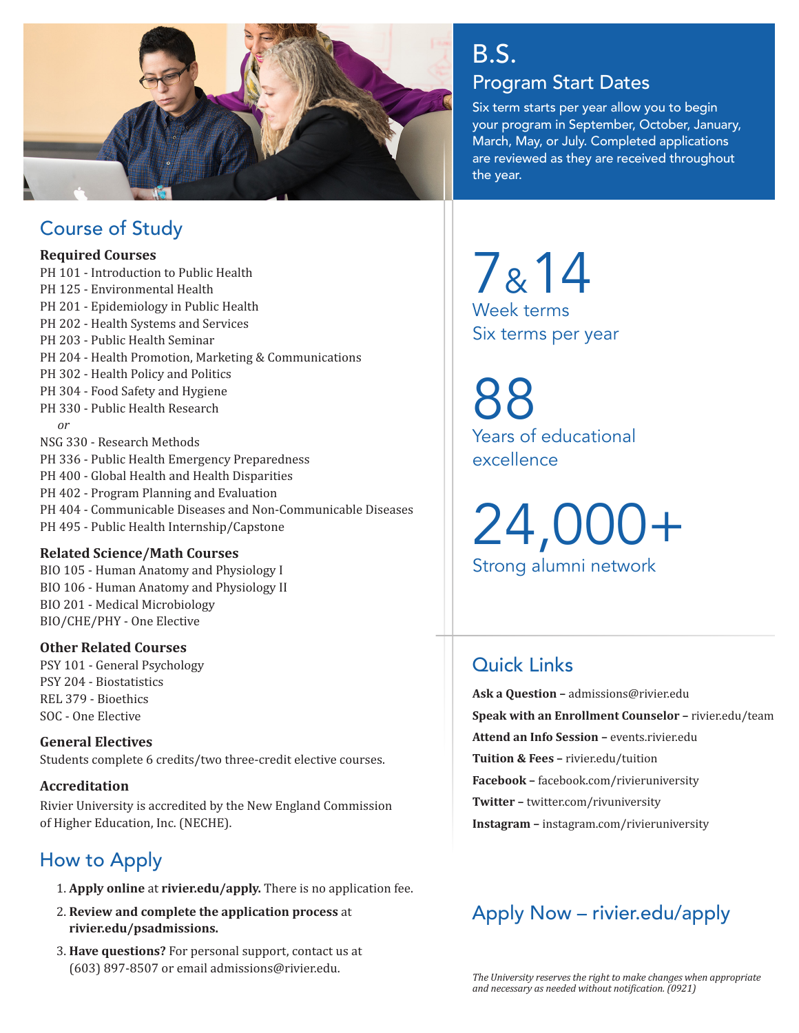## Course of Study

### Required Courses

PH 101 - Introduction to Public Health
PH 125 - Environmental Health
PH 201 - Epidemiology in Public Health
PH 202 - Health Systems and Services
PH 203 - Public Health Seminar
PH 204 - Health Promotion, Marketing & Communications
PH 302 - Health Policy and Politics
PH 304 - Food Safety and Hygiene
PH 330 - Public Health Research
*or*
NSG 330 - Research Methods
PH 336 - Public Health Emergency Preparedness
PH 400 - Global Health and Health Disparities
PH 402 - Program Planning and Evaluation
PH 404 - Communicable Diseases and Non-Communicable Diseases
PH 495 - Public Health Internship/Capstone

### Related Science/Math Courses

BIO 105 - Human Anatomy and Physiology I
BIO 106 - Human Anatomy and Physiology II
BIO 201 - Medical Microbiology
BIO/CHE/PHY - One Elective

### Other Related Courses

PSY 101 - General Psychology
PSY 204 - Biostatistics
REL 379 - Bioethics
SOC - One Elective

### General Electives

Students complete 6 credits/two three-credit elective courses.

### Accreditation

Rivier University is accredited by the New England Commission of Higher Education, Inc. (NECHE).

## How to Apply

1. **Apply online** at **rivier.edu/apply.** There is no application fee.
2. **Review and complete the application process** at **rivier.edu/psadmissions.**
3. **Have questions?** For personal support, contact us at (603) 897-8507 or email admissions@rivier.edu.

# B.S.

## Program Start Dates

Six term starts per year allow you to begin your program in September, October, January, March, May, or July. Completed applications are reviewed as they are received throughout the year.

**7 & 14**
Week terms
Six terms per year

**88**
Years of educational excellence

**24,000+**
Strong alumni network

## Quick Links

**Ask a Question –** admissions@rivier.edu
**Speak with an Enrollment Counselor –** rivier.edu/team
**Attend an Info Session –** events.rivier.edu
**Tuition & Fees –** rivier.edu/tuition
**Facebook –** facebook.com/rivieruniversity
**Twitter –** twitter.com/rivuniversity
**Instagram –** instagram.com/rivieruniversity

## Apply Now – rivier.edu/apply

*The University reserves the right to make changes when appropriate and necessary as needed without notification. (0921)*